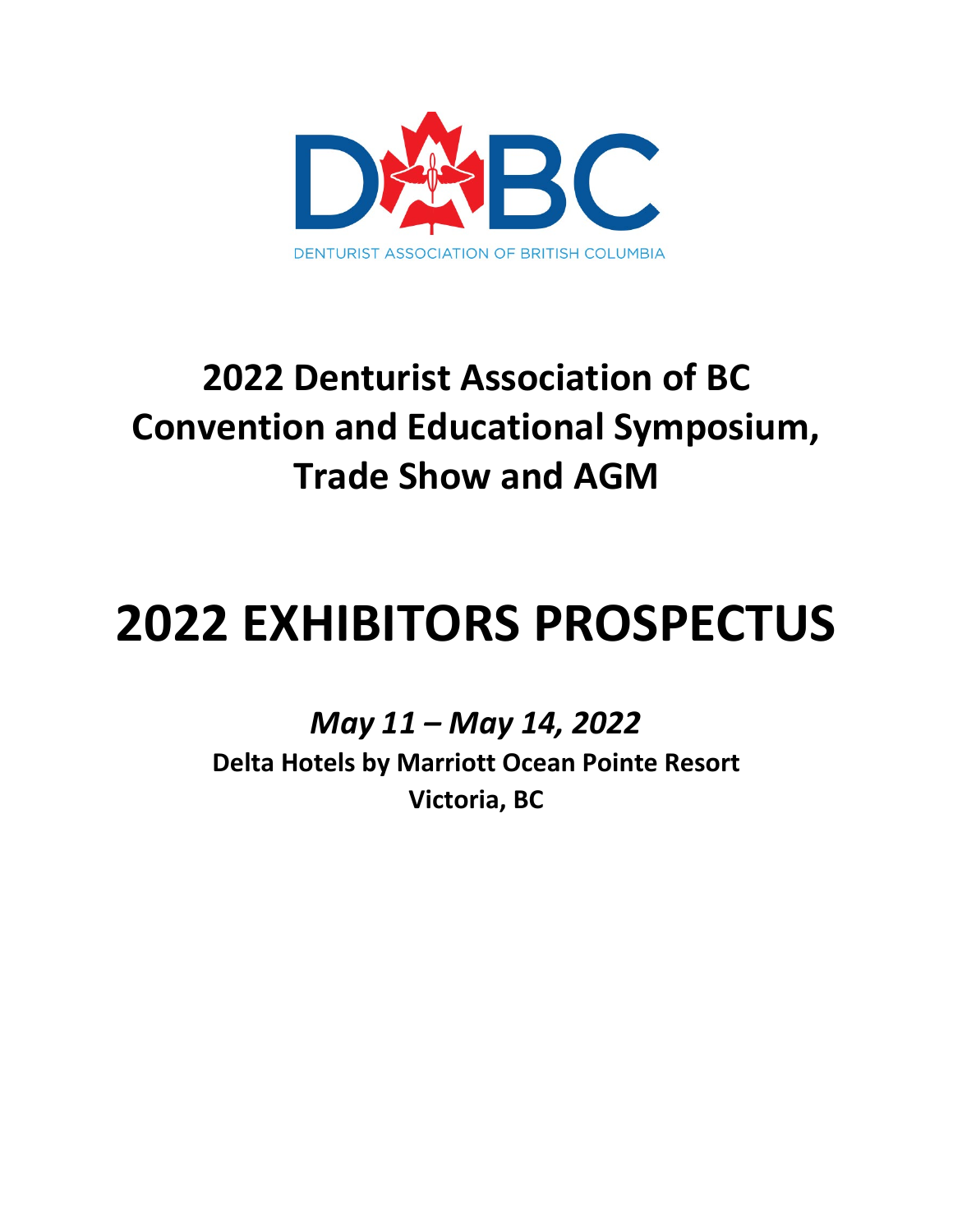DENTURIST ASSOCIATION OF BRITISH COLUMBIA

# 2022 Denturist Association of BC Convention and Educational Symposium, Trade Show and AGM

# 2022 EXHIBITORS PROSPECTUS

***May 11 – May 14, 2022***

**Delta Hotels by Marriott Ocean Pointe Resort**
**Victoria, BC**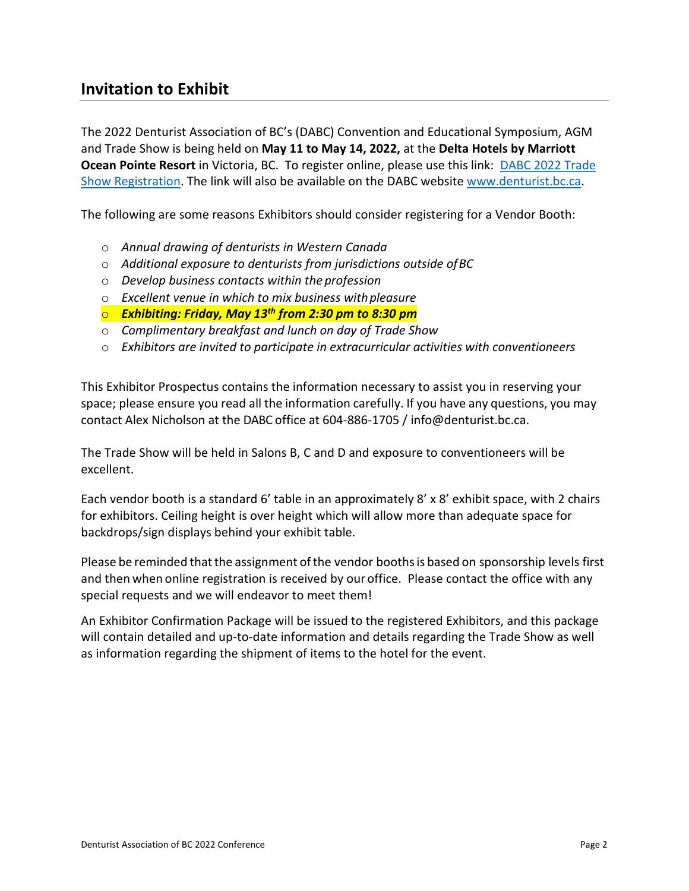## Invitation to Exhibit

The 2022 Denturist Association of BC's (DABC) Convention and Educational Symposium, AGM and Trade Show is being held on **May 11 to May 14, 2022,** at the **Delta Hotels by Marriott Ocean Pointe Resort** in Victoria, BC. To register online, please use this link: [DABC 2022 Trade Show Registration](). The link will also be available on the DABC website [www.denturist.bc.ca](www.denturist.bc.ca).

The following are some reasons Exhibitors should consider registering for a Vendor Booth:

- *Annual drawing of denturists in Western Canada*
- *Additional exposure to denturists from jurisdictions outside of BC*
- *Develop business contacts within the profession*
- *Excellent venue in which to mix business with pleasure*
- ***Exhibiting: Friday, May 13th from 2:30 pm to 8:30 pm***
- *Complimentary breakfast and lunch on day of Trade Show*
- *Exhibitors are invited to participate in extracurricular activities with conventioneers*

This Exhibitor Prospectus contains the information necessary to assist you in reserving your space; please ensure you read all the information carefully. If you have any questions, you may contact Alex Nicholson at the DABC office at 604-886-1705 / info@denturist.bc.ca.

The Trade Show will be held in Salons B, C and D and exposure to conventioneers will be excellent.

Each vendor booth is a standard 6' table in an approximately 8' x 8' exhibit space, with 2 chairs for exhibitors. Ceiling height is over height which will allow more than adequate space for backdrops/sign displays behind your exhibit table.

Please be reminded that the assignment of the vendor booths is based on sponsorship levels first and then when online registration is received by our office. Please contact the office with any special requests and we will endeavor to meet them!

An Exhibitor Confirmation Package will be issued to the registered Exhibitors, and this package will contain detailed and up-to-date information and details regarding the Trade Show as well as information regarding the shipment of items to the hotel for the event.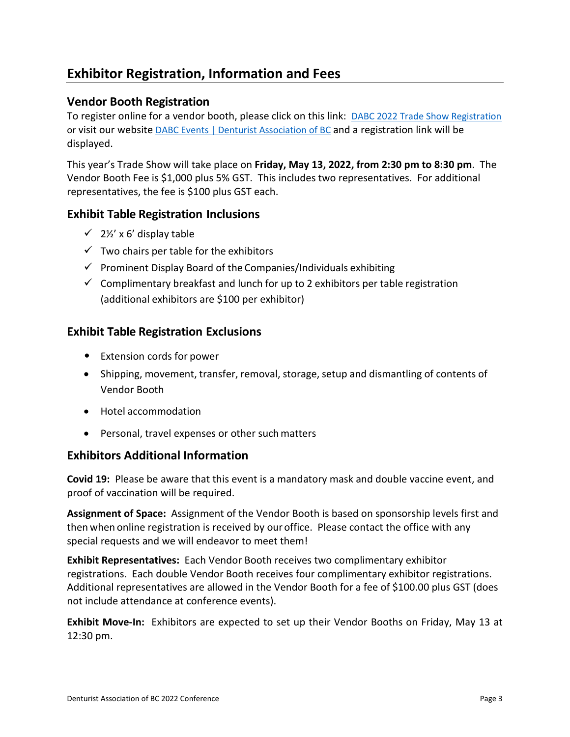## Exhibitor Registration, Information and Fees

### Vendor Booth Registration

To register online for a vendor booth, please click on this link: [DABC 2022 Trade Show Registration] or visit our website [DABC Events | Denturist Association of BC] and a registration link will be displayed.

This year's Trade Show will take place on **Friday, May 13, 2022, from 2:30 pm to 8:30 pm**. The Vendor Booth Fee is $1,000 plus 5% GST. This includes two representatives. For additional representatives, the fee is $100 plus GST each.

### Exhibit Table Registration Inclusions

- ✓ 2½' x 6' display table
- ✓ Two chairs per table for the exhibitors
- ✓ Prominent Display Board of the Companies/Individuals exhibiting
- ✓ Complimentary breakfast and lunch for up to 2 exhibitors per table registration (additional exhibitors are $100 per exhibitor)

### Exhibit Table Registration Exclusions

- Extension cords for power
- Shipping, movement, transfer, removal, storage, setup and dismantling of contents of Vendor Booth
- Hotel accommodation
- Personal, travel expenses or other such matters

### Exhibitors Additional Information

**Covid 19:** Please be aware that this event is a mandatory mask and double vaccine event, and proof of vaccination will be required.

**Assignment of Space:** Assignment of the Vendor Booth is based on sponsorship levels first and then when online registration is received by our office. Please contact the office with any special requests and we will endeavor to meet them!

**Exhibit Representatives:** Each Vendor Booth receives two complimentary exhibitor registrations. Each double Vendor Booth receives four complimentary exhibitor registrations. Additional representatives are allowed in the Vendor Booth for a fee of $100.00 plus GST (does not include attendance at conference events).

**Exhibit Move-In:** Exhibitors are expected to set up their Vendor Booths on Friday, May 13 at 12:30 pm.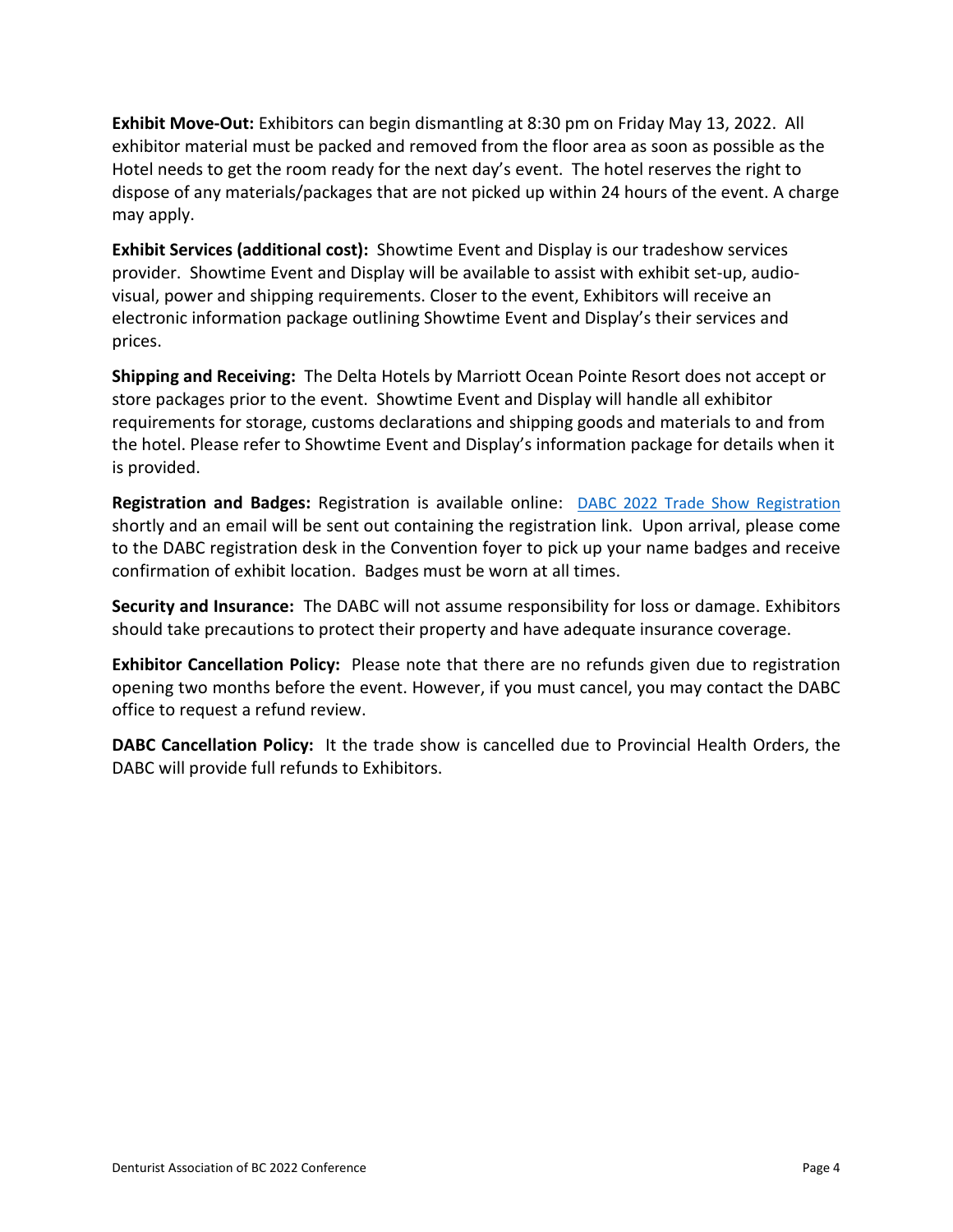**Exhibit Move-Out:** Exhibitors can begin dismantling at 8:30 pm on Friday May 13, 2022. All exhibitor material must be packed and removed from the floor area as soon as possible as the Hotel needs to get the room ready for the next day's event. The hotel reserves the right to dispose of any materials/packages that are not picked up within 24 hours of the event. A charge may apply.

**Exhibit Services (additional cost):** Showtime Event and Display is our tradeshow services provider. Showtime Event and Display will be available to assist with exhibit set-up, audio-visual, power and shipping requirements. Closer to the event, Exhibitors will receive an electronic information package outlining Showtime Event and Display's their services and prices.

**Shipping and Receiving:** The Delta Hotels by Marriott Ocean Pointe Resort does not accept or store packages prior to the event. Showtime Event and Display will handle all exhibitor requirements for storage, customs declarations and shipping goods and materials to and from the hotel. Please refer to Showtime Event and Display's information package for details when it is provided.

**Registration and Badges:** Registration is available online: DABC 2022 Trade Show Registration shortly and an email will be sent out containing the registration link. Upon arrival, please come to the DABC registration desk in the Convention foyer to pick up your name badges and receive confirmation of exhibit location. Badges must be worn at all times.

**Security and Insurance:** The DABC will not assume responsibility for loss or damage. Exhibitors should take precautions to protect their property and have adequate insurance coverage.

**Exhibitor Cancellation Policy:** Please note that there are no refunds given due to registration opening two months before the event. However, if you must cancel, you may contact the DABC office to request a refund review.

**DABC Cancellation Policy:** It the trade show is cancelled due to Provincial Health Orders, the DABC will provide full refunds to Exhibitors.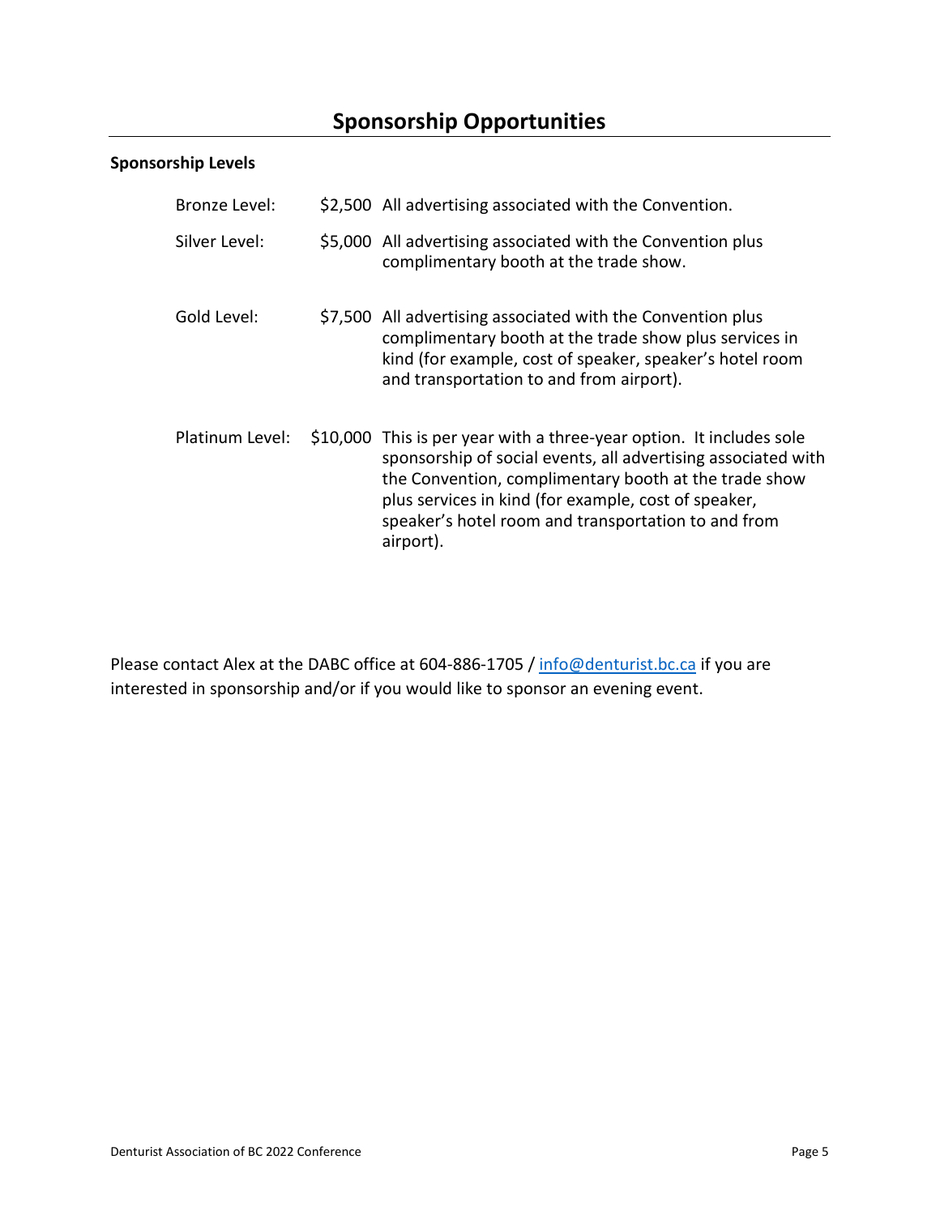# Sponsorship Opportunities

**Sponsorship Levels**

| | | |
|---|---|---|
| Bronze Level: | $2,500 | All advertising associated with the Convention. |
| Silver Level: | $5,000 | All advertising associated with the Convention plus complimentary booth at the trade show. |
| Gold Level: | $7,500 | All advertising associated with the Convention plus complimentary booth at the trade show plus services in kind (for example, cost of speaker, speaker's hotel room and transportation to and from airport). |
| Platinum Level: | $10,000 | This is per year with a three-year option. It includes sole sponsorship of social events, all advertising associated with the Convention, complimentary booth at the trade show plus services in kind (for example, cost of speaker, speaker's hotel room and transportation to and from airport). |

Please contact Alex at the DABC office at 604-886-1705 / info@denturist.bc.ca if you are interested in sponsorship and/or if you would like to sponsor an evening event.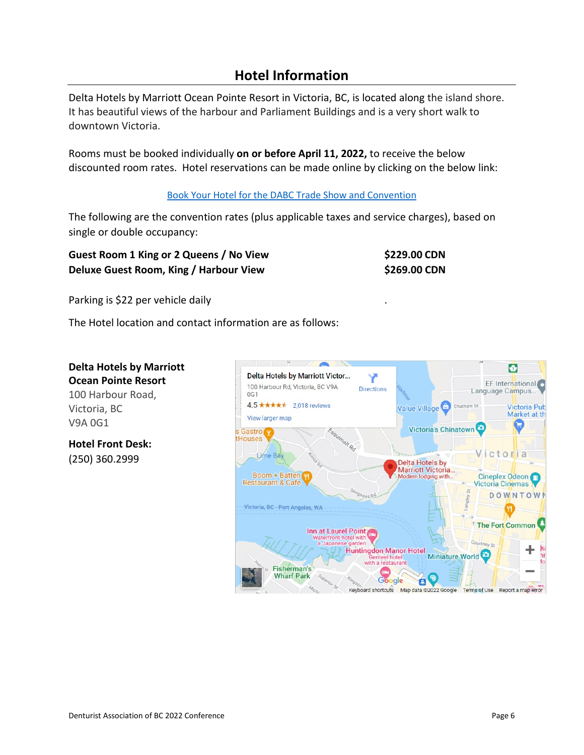## Hotel Information

Delta Hotels by Marriott Ocean Pointe Resort in Victoria, BC, is located along the island shore. It has beautiful views of the harbour and Parliament Buildings and is a very short walk to downtown Victoria.

Rooms must be booked individually **on or before April 11, 2022,** to receive the below discounted room rates. Hotel reservations can be made online by clicking on the below link:

Book Your Hotel for the DABC Trade Show and Convention

The following are the convention rates (plus applicable taxes and service charges), based on single or double occupancy:

| | |
|---|---|
| **Guest Room 1 King or 2 Queens / No View** | **$229.00 CDN** |
| **Deluxe Guest Room, King / Harbour View** | **$269.00 CDN** |

Parking is $22 per vehicle daily

The Hotel location and contact information are as follows:

**Delta Hotels by Marriott Ocean Pointe Resort**
100 Harbour Road,
Victoria, BC
V9A 0G1

**Hotel Front Desk:**
(250) 360.2999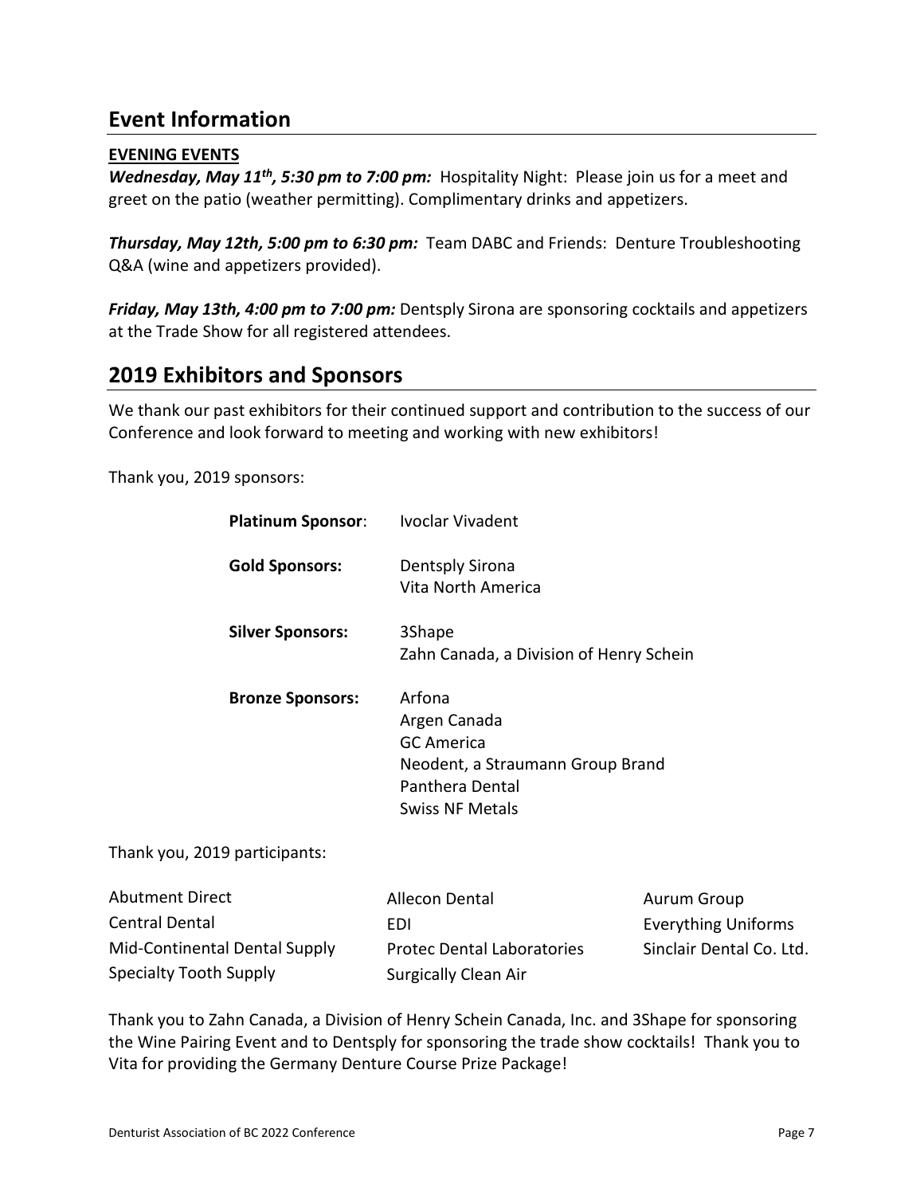## Event Information

**EVENING EVENTS**

***Wednesday, May 11th, 5:30 pm to 7:00 pm:*** Hospitality Night: Please join us for a meet and greet on the patio (weather permitting). Complimentary drinks and appetizers.

***Thursday, May 12th, 5:00 pm to 6:30 pm:*** Team DABC and Friends: Denture Troubleshooting Q&A (wine and appetizers provided).

***Friday, May 13th, 4:00 pm to 7:00 pm:*** Dentsply Sirona are sponsoring cocktails and appetizers at the Trade Show for all registered attendees.

## 2019 Exhibitors and Sponsors

We thank our past exhibitors for their continued support and contribution to the success of our Conference and look forward to meeting and working with new exhibitors!

Thank you, 2019 sponsors:

| | |
|---|---|
| **Platinum Sponsor**: | Ivoclar Vivadent |
| **Gold Sponsors:** | Dentsply Sirona<br>Vita North America |
| **Silver Sponsors:** | 3Shape<br>Zahn Canada, a Division of Henry Schein |
| **Bronze Sponsors:** | Arfona<br>Argen Canada<br>GC America<br>Neodent, a Straumann Group Brand<br>Panthera Dental<br>Swiss NF Metals |

Thank you, 2019 participants:

| | | |
|---|---|---|
| Abutment Direct | Allecon Dental | Aurum Group |
| Central Dental | EDI | Everything Uniforms |
| Mid-Continental Dental Supply | Protec Dental Laboratories | Sinclair Dental Co. Ltd. |
| Specialty Tooth Supply | Surgically Clean Air | |

Thank you to Zahn Canada, a Division of Henry Schein Canada, Inc. and 3Shape for sponsoring the Wine Pairing Event and to Dentsply for sponsoring the trade show cocktails! Thank you to Vita for providing the Germany Denture Course Prize Package!